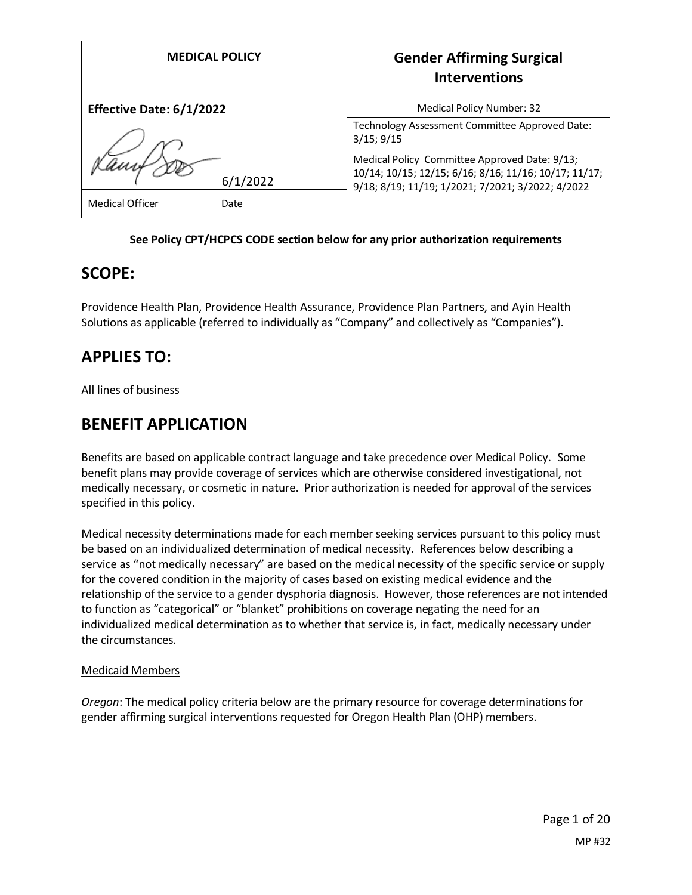| MEDICAL POLICY | Gender Affirming Surgical Interventions |
| --- | --- |
| **Effective Date: 6/1/2022** | Medical Policy Number: 32 |
| 6/1/2022 | Technology Assessment Committee Approved Date: 3/15; 9/15<br><br>Medical Policy Committee Approved Date: 9/13; 10/14; 10/15; 12/15; 6/16; 8/16; 11/16; 10/17; 11/17; 9/18; 8/19; 11/19; 1/2021; 7/2021; 3/2022; 4/2022 |
| Medical Officer Date | |

**See Policy CPT/HCPCS CODE section below for any prior authorization requirements**

## SCOPE:

Providence Health Plan, Providence Health Assurance, Providence Plan Partners, and Ayin Health Solutions as applicable (referred to individually as "Company" and collectively as "Companies").

## APPLIES TO:

All lines of business

## BENEFIT APPLICATION

Benefits are based on applicable contract language and take precedence over Medical Policy. Some benefit plans may provide coverage of services which are otherwise considered investigational, not medically necessary, or cosmetic in nature. Prior authorization is needed for approval of the services specified in this policy.

Medical necessity determinations made for each member seeking services pursuant to this policy must be based on an individualized determination of medical necessity. References below describing a service as "not medically necessary" are based on the medical necessity of the specific service or supply for the covered condition in the majority of cases based on existing medical evidence and the relationship of the service to a gender dysphoria diagnosis. However, those references are not intended to function as "categorical" or "blanket" prohibitions on coverage negating the need for an individualized medical determination as to whether that service is, in fact, medically necessary under the circumstances.

<u>Medicaid Members</u>

*Oregon*: The medical policy criteria below are the primary resource for coverage determinations for gender affirming surgical interventions requested for Oregon Health Plan (OHP) members.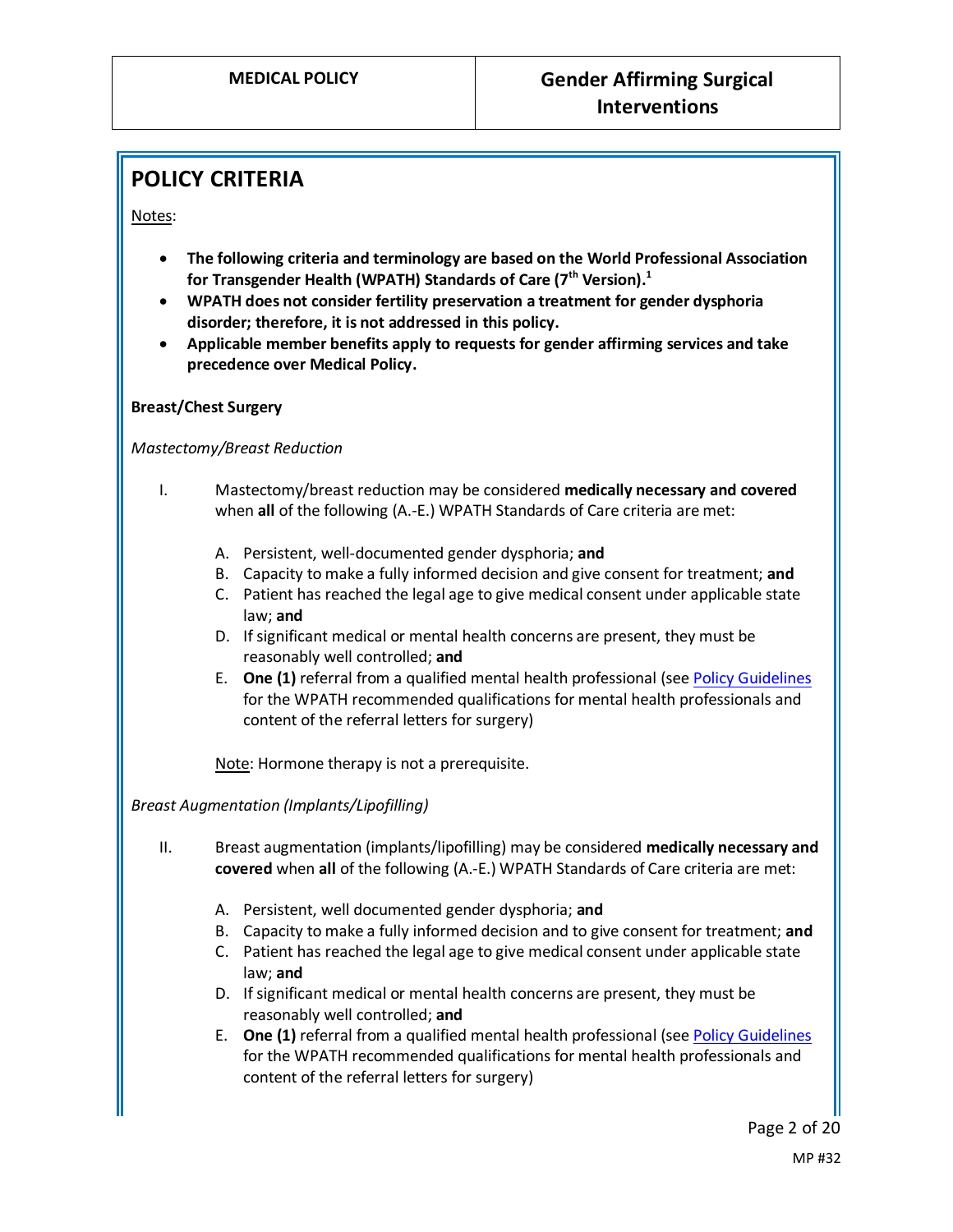## POLICY CRITERIA

Notes:

- **The following criteria and terminology are based on the World Professional Association for Transgender Health (WPATH) Standards of Care (7th Version).[1]**
- **WPATH does not consider fertility preservation a treatment for gender dysphoria disorder; therefore, it is not addressed in this policy.**
- **Applicable member benefits apply to requests for gender affirming services and take precedence over Medical Policy.**

**Breast/Chest Surgery**

*Mastectomy/Breast Reduction*

I. Mastectomy/breast reduction may be considered **medically necessary and covered** when **all** of the following (A.-E.) WPATH Standards of Care criteria are met:

   A. Persistent, well-documented gender dysphoria; **and**
   B. Capacity to make a fully informed decision and give consent for treatment; **and**
   C. Patient has reached the legal age to give medical consent under applicable state law; **and**
   D. If significant medical or mental health concerns are present, they must be reasonably well controlled; **and**
   E. **One (1)** referral from a qualified mental health professional (see Policy Guidelines for the WPATH recommended qualifications for mental health professionals and content of the referral letters for surgery)

   Note: Hormone therapy is not a prerequisite.

*Breast Augmentation (Implants/Lipofilling)*

II. Breast augmentation (implants/lipofilling) may be considered **medically necessary and covered** when **all** of the following (A.-E.) WPATH Standards of Care criteria are met:

   A. Persistent, well documented gender dysphoria; **and**
   B. Capacity to make a fully informed decision and to give consent for treatment; **and**
   C. Patient has reached the legal age to give medical consent under applicable state law; **and**
   D. If significant medical or mental health concerns are present, they must be reasonably well controlled; **and**
   E. **One (1)** referral from a qualified mental health professional (see Policy Guidelines for the WPATH recommended qualifications for mental health professionals and content of the referral letters for surgery)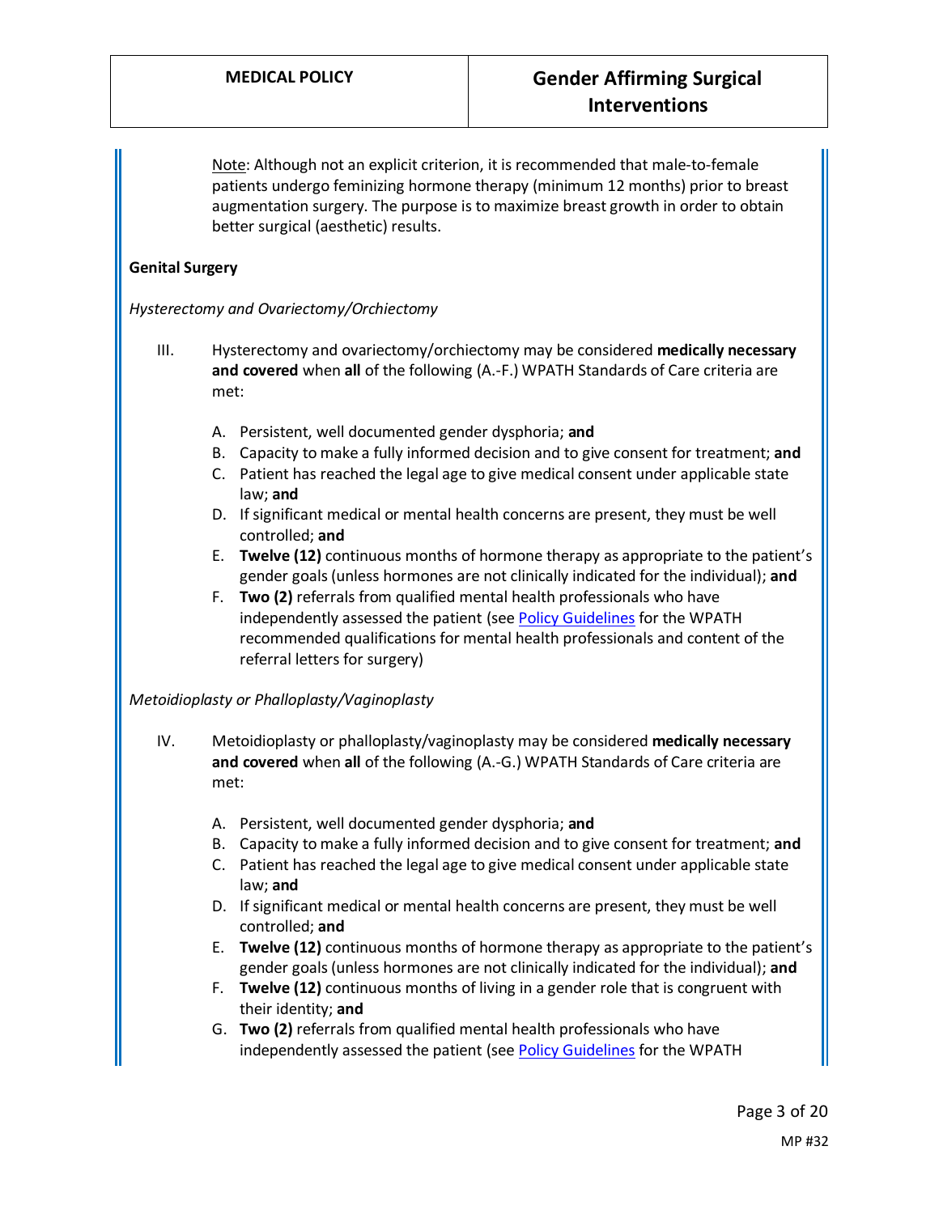Note: Although not an explicit criterion, it is recommended that male-to-female patients undergo feminizing hormone therapy (minimum 12 months) prior to breast augmentation surgery. The purpose is to maximize breast growth in order to obtain better surgical (aesthetic) results.

**Genital Surgery**

*Hysterectomy and Ovariectomy/Orchiectomy*

III. Hysterectomy and ovariectomy/orchiectomy may be considered **medically necessary and covered** when **all** of the following (A.-F.) WPATH Standards of Care criteria are met:

   A. Persistent, well documented gender dysphoria; **and**
   B. Capacity to make a fully informed decision and to give consent for treatment; **and**
   C. Patient has reached the legal age to give medical consent under applicable state law; **and**
   D. If significant medical or mental health concerns are present, they must be well controlled; **and**
   E. **Twelve (12)** continuous months of hormone therapy as appropriate to the patient's gender goals (unless hormones are not clinically indicated for the individual); **and**
   F. **Two (2)** referrals from qualified mental health professionals who have independently assessed the patient (see Policy Guidelines for the WPATH recommended qualifications for mental health professionals and content of the referral letters for surgery)

*Metoidioplasty or Phalloplasty/Vaginoplasty*

IV. Metoidioplasty or phalloplasty/vaginoplasty may be considered **medically necessary and covered** when **all** of the following (A.-G.) WPATH Standards of Care criteria are met:

   A. Persistent, well documented gender dysphoria; **and**
   B. Capacity to make a fully informed decision and to give consent for treatment; **and**
   C. Patient has reached the legal age to give medical consent under applicable state law; **and**
   D. If significant medical or mental health concerns are present, they must be well controlled; **and**
   E. **Twelve (12)** continuous months of hormone therapy as appropriate to the patient's gender goals (unless hormones are not clinically indicated for the individual); **and**
   F. **Twelve (12)** continuous months of living in a gender role that is congruent with their identity; **and**
   G. **Two (2)** referrals from qualified mental health professionals who have independently assessed the patient (see Policy Guidelines for the WPATH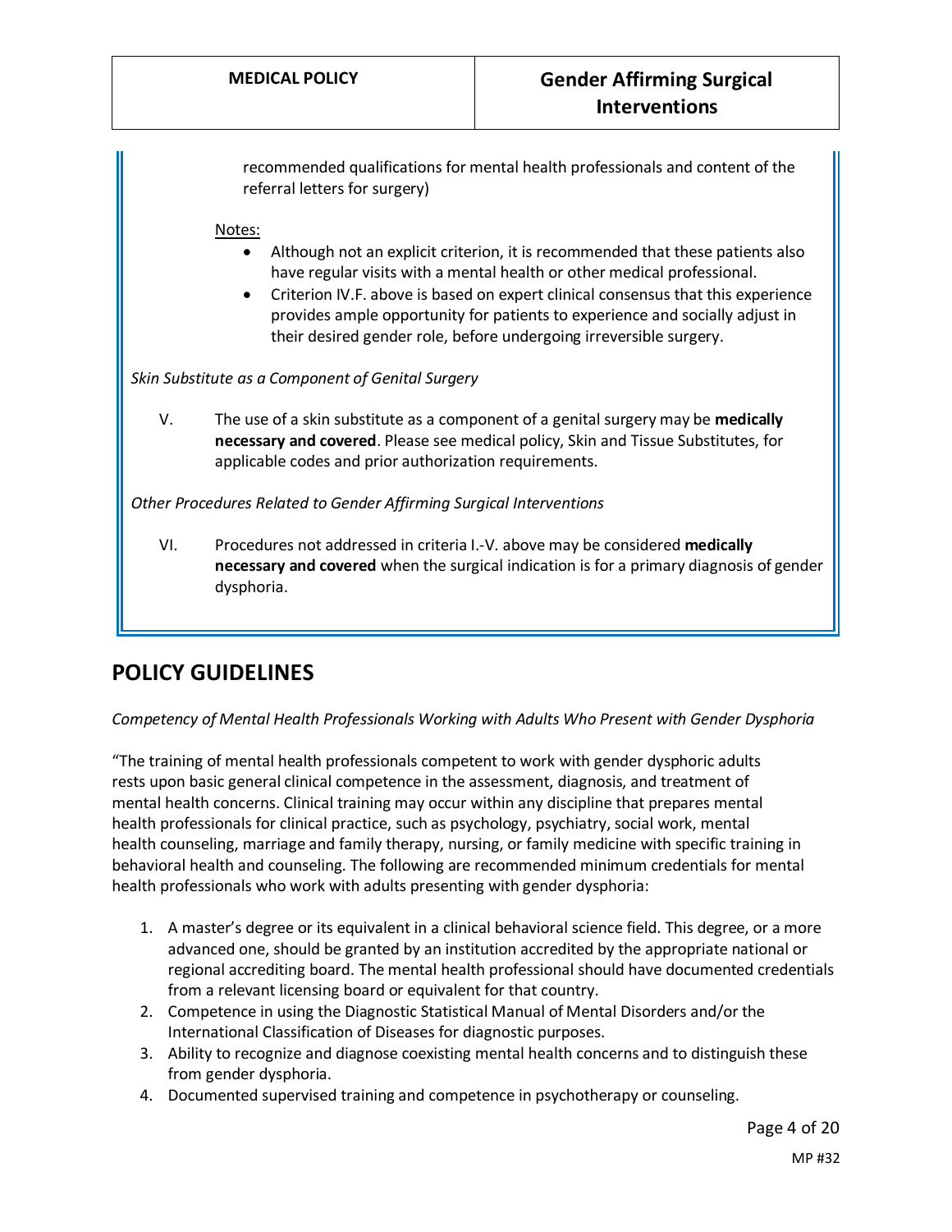recommended qualifications for mental health professionals and content of the referral letters for surgery)

Notes:

- Although not an explicit criterion, it is recommended that these patients also have regular visits with a mental health or other medical professional.
- Criterion IV.F. above is based on expert clinical consensus that this experience provides ample opportunity for patients to experience and socially adjust in their desired gender role, before undergoing irreversible surgery.

*Skin Substitute as a Component of Genital Surgery*

V. The use of a skin substitute as a component of a genital surgery may be **medically necessary and covered**. Please see medical policy, Skin and Tissue Substitutes, for applicable codes and prior authorization requirements.

*Other Procedures Related to Gender Affirming Surgical Interventions*

VI. Procedures not addressed in criteria I.-V. above may be considered **medically necessary and covered** when the surgical indication is for a primary diagnosis of gender dysphoria.

## POLICY GUIDELINES

*Competency of Mental Health Professionals Working with Adults Who Present with Gender Dysphoria*

"The training of mental health professionals competent to work with gender dysphoric adults rests upon basic general clinical competence in the assessment, diagnosis, and treatment of mental health concerns. Clinical training may occur within any discipline that prepares mental health professionals for clinical practice, such as psychology, psychiatry, social work, mental health counseling, marriage and family therapy, nursing, or family medicine with specific training in behavioral health and counseling. The following are recommended minimum credentials for mental health professionals who work with adults presenting with gender dysphoria:

1. A master's degree or its equivalent in a clinical behavioral science field. This degree, or a more advanced one, should be granted by an institution accredited by the appropriate national or regional accrediting board. The mental health professional should have documented credentials from a relevant licensing board or equivalent for that country.
2. Competence in using the Diagnostic Statistical Manual of Mental Disorders and/or the International Classification of Diseases for diagnostic purposes.
3. Ability to recognize and diagnose coexisting mental health concerns and to distinguish these from gender dysphoria.
4. Documented supervised training and competence in psychotherapy or counseling.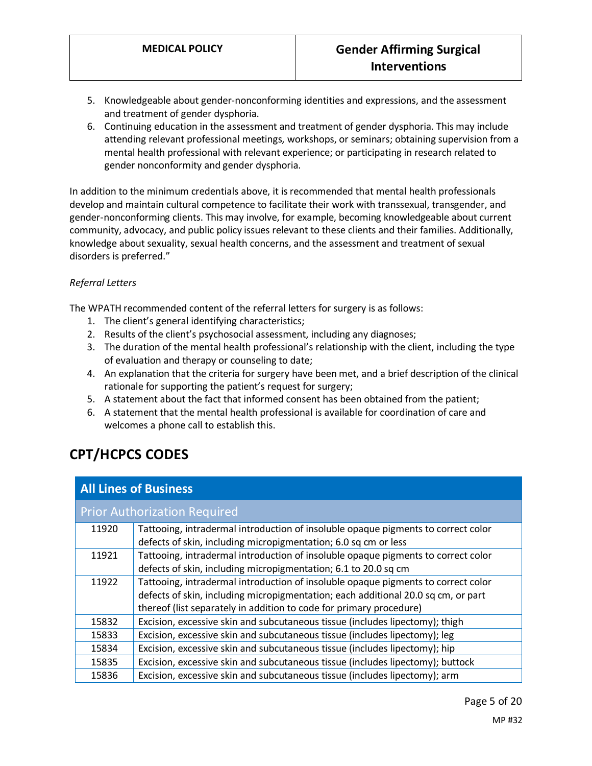5. Knowledgeable about gender-nonconforming identities and expressions, and the assessment and treatment of gender dysphoria.
6. Continuing education in the assessment and treatment of gender dysphoria. This may include attending relevant professional meetings, workshops, or seminars; obtaining supervision from a mental health professional with relevant experience; or participating in research related to gender nonconformity and gender dysphoria.

In addition to the minimum credentials above, it is recommended that mental health professionals develop and maintain cultural competence to facilitate their work with transsexual, transgender, and gender-nonconforming clients. This may involve, for example, becoming knowledgeable about current community, advocacy, and public policy issues relevant to these clients and their families. Additionally, knowledge about sexuality, sexual health concerns, and the assessment and treatment of sexual disorders is preferred."

*Referral Letters*

The WPATH recommended content of the referral letters for surgery is as follows:

1. The client's general identifying characteristics;
2. Results of the client's psychosocial assessment, including any diagnoses;
3. The duration of the mental health professional's relationship with the client, including the type of evaluation and therapy or counseling to date;
4. An explanation that the criteria for surgery have been met, and a brief description of the clinical rationale for supporting the patient's request for surgery;
5. A statement about the fact that informed consent has been obtained from the patient;
6. A statement that the mental health professional is available for coordination of care and welcomes a phone call to establish this.

## CPT/HCPCS CODES

| All Lines of Business | |
|---|---|
| Prior Authorization Required | |
| 11920 | Tattooing, intradermal introduction of insoluble opaque pigments to correct color defects of skin, including micropigmentation; 6.0 sq cm or less |
| 11921 | Tattooing, intradermal introduction of insoluble opaque pigments to correct color defects of skin, including micropigmentation; 6.1 to 20.0 sq cm |
| 11922 | Tattooing, intradermal introduction of insoluble opaque pigments to correct color defects of skin, including micropigmentation; each additional 20.0 sq cm, or part thereof (list separately in addition to code for primary procedure) |
| 15832 | Excision, excessive skin and subcutaneous tissue (includes lipectomy); thigh |
| 15833 | Excision, excessive skin and subcutaneous tissue (includes lipectomy); leg |
| 15834 | Excision, excessive skin and subcutaneous tissue (includes lipectomy); hip |
| 15835 | Excision, excessive skin and subcutaneous tissue (includes lipectomy); buttock |
| 15836 | Excision, excessive skin and subcutaneous tissue (includes lipectomy); arm |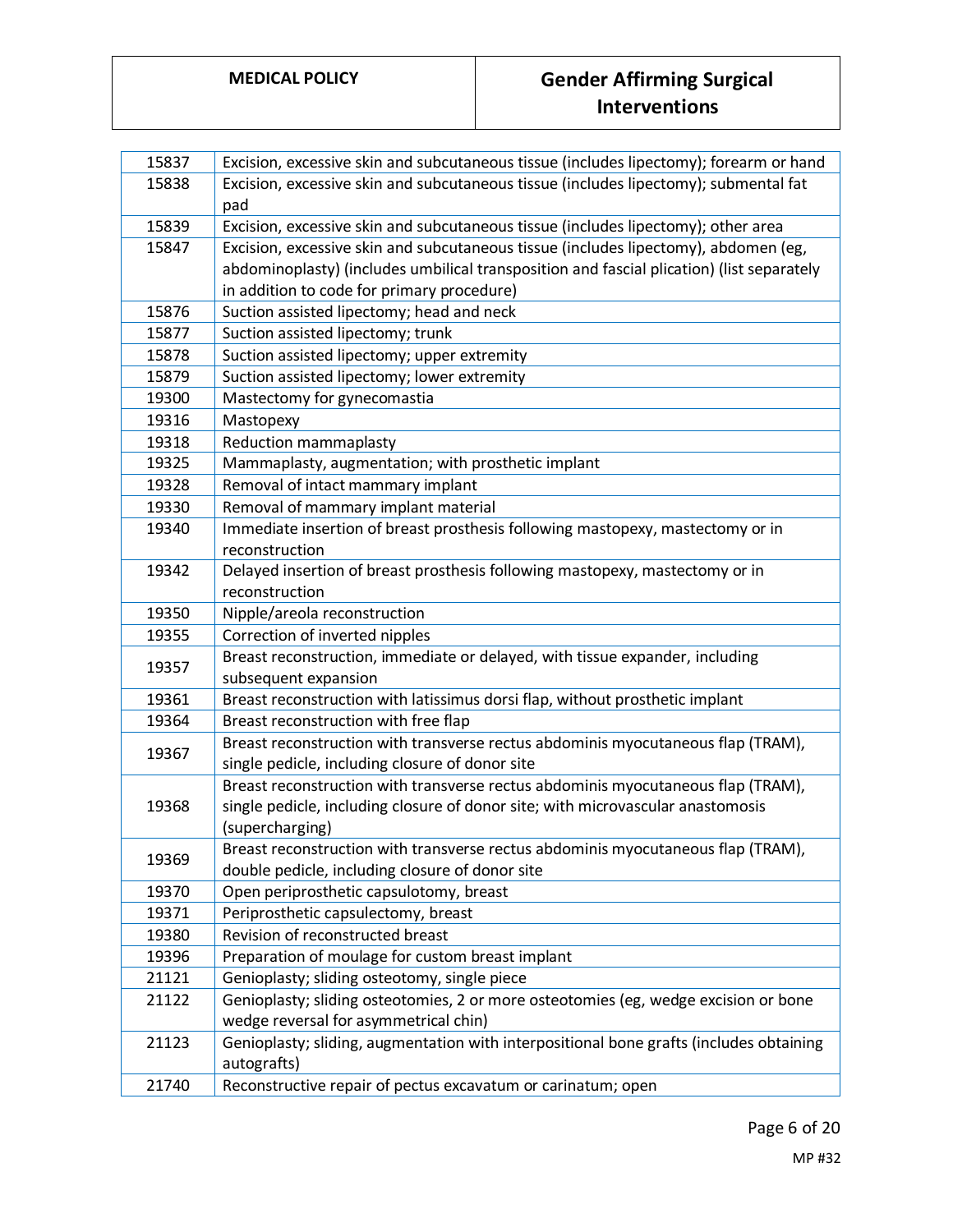| | |
|---|---|
| 15837 | Excision, excessive skin and subcutaneous tissue (includes lipectomy); forearm or hand |
| 15838 | Excision, excessive skin and subcutaneous tissue (includes lipectomy); submental fat pad |
| 15839 | Excision, excessive skin and subcutaneous tissue (includes lipectomy); other area |
| 15847 | Excision, excessive skin and subcutaneous tissue (includes lipectomy), abdomen (eg, abdominoplasty) (includes umbilical transposition and fascial plication) (list separately in addition to code for primary procedure) |
| 15876 | Suction assisted lipectomy; head and neck |
| 15877 | Suction assisted lipectomy; trunk |
| 15878 | Suction assisted lipectomy; upper extremity |
| 15879 | Suction assisted lipectomy; lower extremity |
| 19300 | Mastectomy for gynecomastia |
| 19316 | Mastopexy |
| 19318 | Reduction mammaplasty |
| 19325 | Mammaplasty, augmentation; with prosthetic implant |
| 19328 | Removal of intact mammary implant |
| 19330 | Removal of mammary implant material |
| 19340 | Immediate insertion of breast prosthesis following mastopexy, mastectomy or in reconstruction |
| 19342 | Delayed insertion of breast prosthesis following mastopexy, mastectomy or in reconstruction |
| 19350 | Nipple/areola reconstruction |
| 19355 | Correction of inverted nipples |
| 19357 | Breast reconstruction, immediate or delayed, with tissue expander, including subsequent expansion |
| 19361 | Breast reconstruction with latissimus dorsi flap, without prosthetic implant |
| 19364 | Breast reconstruction with free flap |
| 19367 | Breast reconstruction with transverse rectus abdominis myocutaneous flap (TRAM), single pedicle, including closure of donor site |
| 19368 | Breast reconstruction with transverse rectus abdominis myocutaneous flap (TRAM), single pedicle, including closure of donor site; with microvascular anastomosis (supercharging) |
| 19369 | Breast reconstruction with transverse rectus abdominis myocutaneous flap (TRAM), double pedicle, including closure of donor site |
| 19370 | Open periprosthetic capsulotomy, breast |
| 19371 | Periprosthetic capsulectomy, breast |
| 19380 | Revision of reconstructed breast |
| 19396 | Preparation of moulage for custom breast implant |
| 21121 | Genioplasty; sliding osteotomy, single piece |
| 21122 | Genioplasty; sliding osteotomies, 2 or more osteotomies (eg, wedge excision or bone wedge reversal for asymmetrical chin) |
| 21123 | Genioplasty; sliding, augmentation with interpositional bone grafts (includes obtaining autografts) |
| 21740 | Reconstructive repair of pectus excavatum or carinatum; open |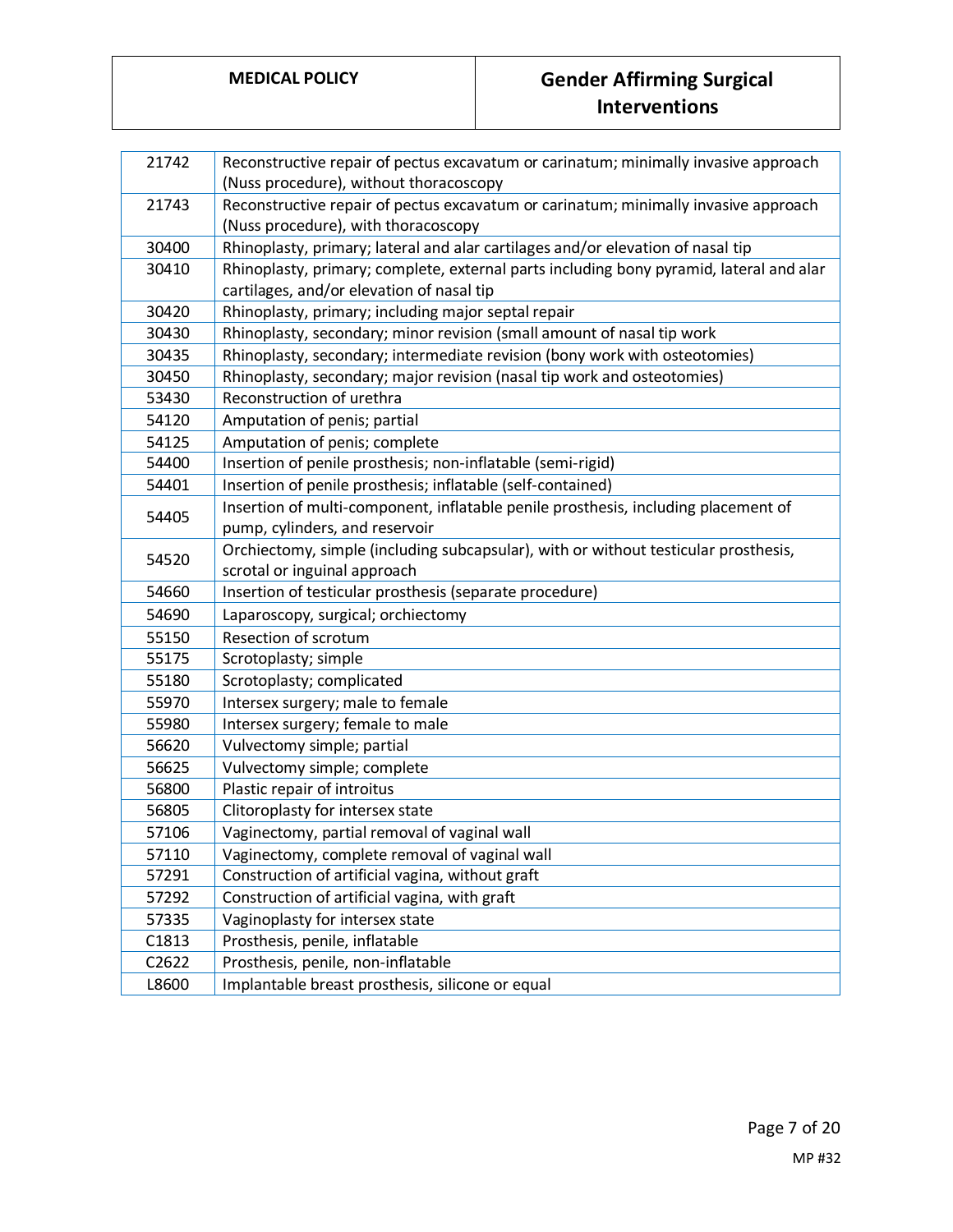| | |
|---|---|
| 21742 | Reconstructive repair of pectus excavatum or carinatum; minimally invasive approach (Nuss procedure), without thoracoscopy |
| 21743 | Reconstructive repair of pectus excavatum or carinatum; minimally invasive approach (Nuss procedure), with thoracoscopy |
| 30400 | Rhinoplasty, primary; lateral and alar cartilages and/or elevation of nasal tip |
| 30410 | Rhinoplasty, primary; complete, external parts including bony pyramid, lateral and alar cartilages, and/or elevation of nasal tip |
| 30420 | Rhinoplasty, primary; including major septal repair |
| 30430 | Rhinoplasty, secondary; minor revision (small amount of nasal tip work |
| 30435 | Rhinoplasty, secondary; intermediate revision (bony work with osteotomies) |
| 30450 | Rhinoplasty, secondary; major revision (nasal tip work and osteotomies) |
| 53430 | Reconstruction of urethra |
| 54120 | Amputation of penis; partial |
| 54125 | Amputation of penis; complete |
| 54400 | Insertion of penile prosthesis; non-inflatable (semi-rigid) |
| 54401 | Insertion of penile prosthesis; inflatable (self-contained) |
| 54405 | Insertion of multi-component, inflatable penile prosthesis, including placement of pump, cylinders, and reservoir |
| 54520 | Orchiectomy, simple (including subcapsular), with or without testicular prosthesis, scrotal or inguinal approach |
| 54660 | Insertion of testicular prosthesis (separate procedure) |
| 54690 | Laparoscopy, surgical; orchiectomy |
| 55150 | Resection of scrotum |
| 55175 | Scrotoplasty; simple |
| 55180 | Scrotoplasty; complicated |
| 55970 | Intersex surgery; male to female |
| 55980 | Intersex surgery; female to male |
| 56620 | Vulvectomy simple; partial |
| 56625 | Vulvectomy simple; complete |
| 56800 | Plastic repair of introitus |
| 56805 | Clitoroplasty for intersex state |
| 57106 | Vaginectomy, partial removal of vaginal wall |
| 57110 | Vaginectomy, complete removal of vaginal wall |
| 57291 | Construction of artificial vagina, without graft |
| 57292 | Construction of artificial vagina, with graft |
| 57335 | Vaginoplasty for intersex state |
| C1813 | Prosthesis, penile, inflatable |
| C2622 | Prosthesis, penile, non-inflatable |
| L8600 | Implantable breast prosthesis, silicone or equal |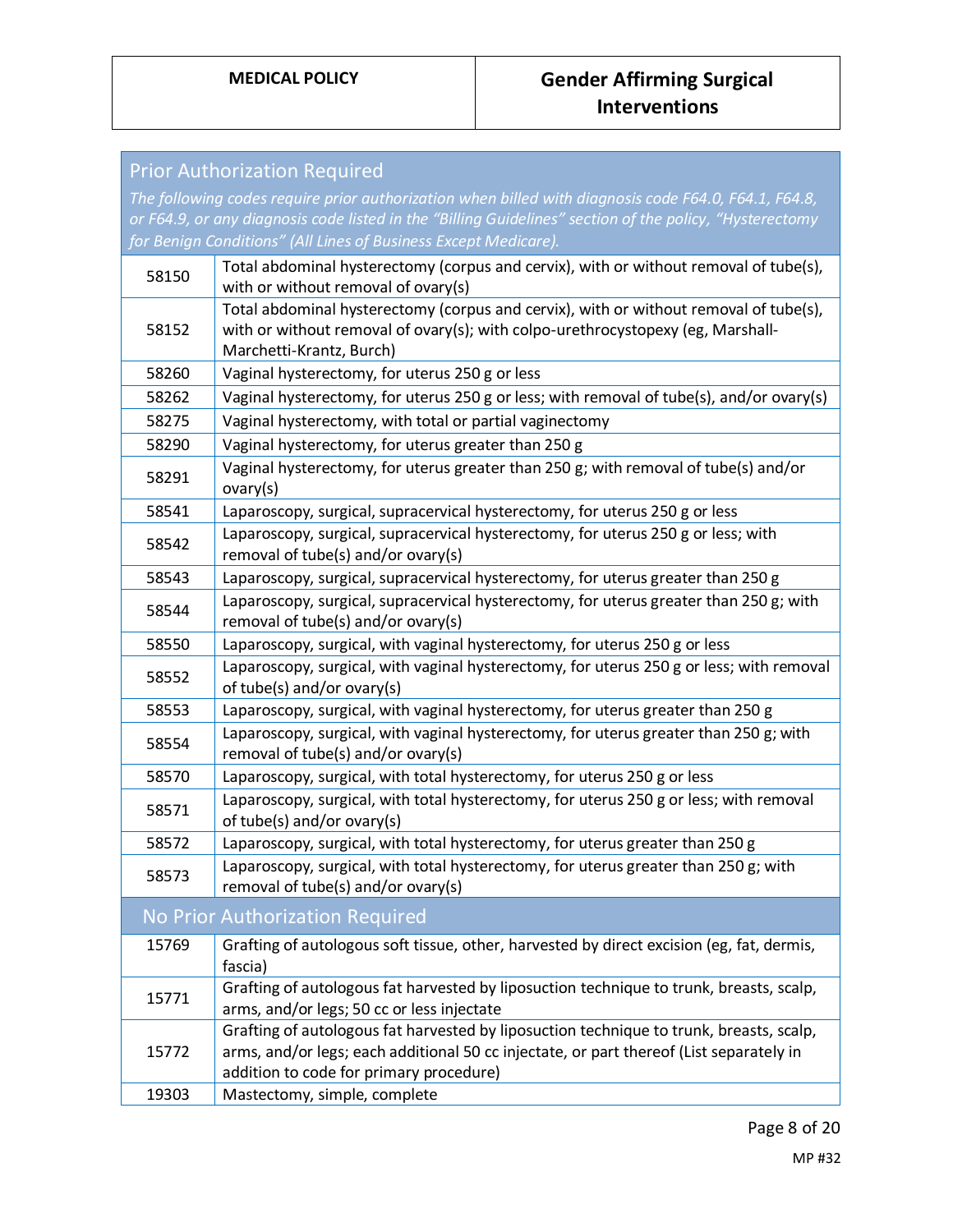| Prior Authorization Required | |
|---|---|
| *The following codes require prior authorization when billed with diagnosis code F64.0, F64.1, F64.8, or F64.9, or any diagnosis code listed in the "Billing Guidelines" section of the policy, "Hysterectomy for Benign Conditions" (All Lines of Business Except Medicare).* | |
| 58150 | Total abdominal hysterectomy (corpus and cervix), with or without removal of tube(s), with or without removal of ovary(s) |
| 58152 | Total abdominal hysterectomy (corpus and cervix), with or without removal of tube(s), with or without removal of ovary(s); with colpo-urethrocystopexy (eg, Marshall-Marchetti-Krantz, Burch) |
| 58260 | Vaginal hysterectomy, for uterus 250 g or less |
| 58262 | Vaginal hysterectomy, for uterus 250 g or less; with removal of tube(s), and/or ovary(s) |
| 58275 | Vaginal hysterectomy, with total or partial vaginectomy |
| 58290 | Vaginal hysterectomy, for uterus greater than 250 g |
| 58291 | Vaginal hysterectomy, for uterus greater than 250 g; with removal of tube(s) and/or ovary(s) |
| 58541 | Laparoscopy, surgical, supracervical hysterectomy, for uterus 250 g or less |
| 58542 | Laparoscopy, surgical, supracervical hysterectomy, for uterus 250 g or less; with removal of tube(s) and/or ovary(s) |
| 58543 | Laparoscopy, surgical, supracervical hysterectomy, for uterus greater than 250 g |
| 58544 | Laparoscopy, surgical, supracervical hysterectomy, for uterus greater than 250 g; with removal of tube(s) and/or ovary(s) |
| 58550 | Laparoscopy, surgical, with vaginal hysterectomy, for uterus 250 g or less |
| 58552 | Laparoscopy, surgical, with vaginal hysterectomy, for uterus 250 g or less; with removal of tube(s) and/or ovary(s) |
| 58553 | Laparoscopy, surgical, with vaginal hysterectomy, for uterus greater than 250 g |
| 58554 | Laparoscopy, surgical, with vaginal hysterectomy, for uterus greater than 250 g; with removal of tube(s) and/or ovary(s) |
| 58570 | Laparoscopy, surgical, with total hysterectomy, for uterus 250 g or less |
| 58571 | Laparoscopy, surgical, with total hysterectomy, for uterus 250 g or less; with removal of tube(s) and/or ovary(s) |
| 58572 | Laparoscopy, surgical, with total hysterectomy, for uterus greater than 250 g |
| 58573 | Laparoscopy, surgical, with total hysterectomy, for uterus greater than 250 g; with removal of tube(s) and/or ovary(s) |
| **No Prior Authorization Required** | |
| 15769 | Grafting of autologous soft tissue, other, harvested by direct excision (eg, fat, dermis, fascia) |
| 15771 | Grafting of autologous fat harvested by liposuction technique to trunk, breasts, scalp, arms, and/or legs; 50 cc or less injectate |
| 15772 | Grafting of autologous fat harvested by liposuction technique to trunk, breasts, scalp, arms, and/or legs; each additional 50 cc injectate, or part thereof (List separately in addition to code for primary procedure) |
| 19303 | Mastectomy, simple, complete |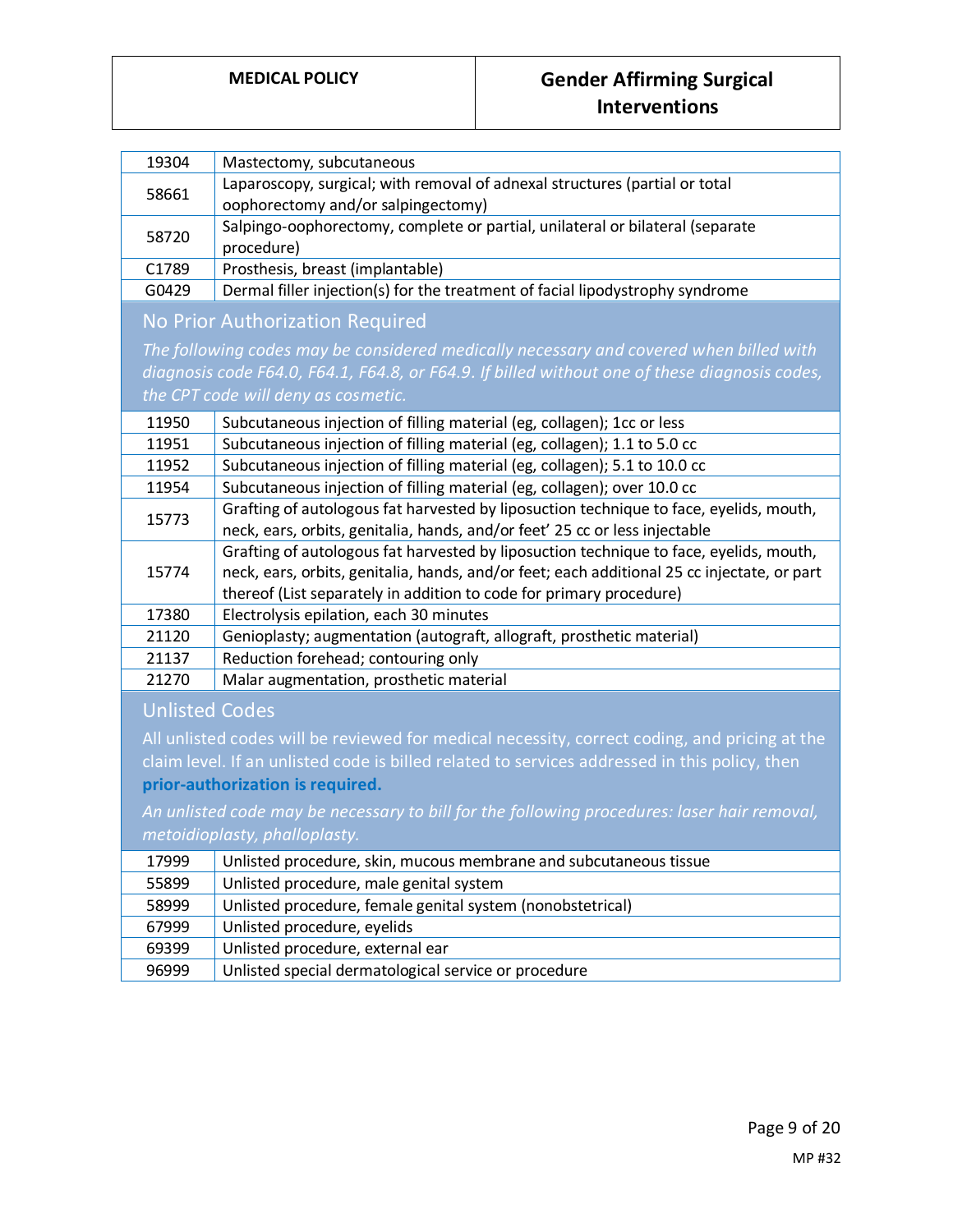| | |
|---|---|
| 19304 | Mastectomy, subcutaneous |
| 58661 | Laparoscopy, surgical; with removal of adnexal structures (partial or total oophorectomy and/or salpingectomy) |
| 58720 | Salpingo-oophorectomy, complete or partial, unilateral or bilateral (separate procedure) |
| C1789 | Prosthesis, breast (implantable) |
| G0429 | Dermal filler injection(s) for the treatment of facial lipodystrophy syndrome |

## No Prior Authorization Required

*The following codes may be considered medically necessary and covered when billed with diagnosis code F64.0, F64.1, F64.8, or F64.9. If billed without one of these diagnosis codes, the CPT code will deny as cosmetic.*

| | |
|---|---|
| 11950 | Subcutaneous injection of filling material (eg, collagen); 1cc or less |
| 11951 | Subcutaneous injection of filling material (eg, collagen); 1.1 to 5.0 cc |
| 11952 | Subcutaneous injection of filling material (eg, collagen); 5.1 to 10.0 cc |
| 11954 | Subcutaneous injection of filling material (eg, collagen); over 10.0 cc |
| 15773 | Grafting of autologous fat harvested by liposuction technique to face, eyelids, mouth, neck, ears, orbits, genitalia, hands, and/or feet' 25 cc or less injectable |
| 15774 | Grafting of autologous fat harvested by liposuction technique to face, eyelids, mouth, neck, ears, orbits, genitalia, hands, and/or feet; each additional 25 cc injectate, or part thereof (List separately in addition to code for primary procedure) |
| 17380 | Electrolysis epilation, each 30 minutes |
| 21120 | Genioplasty; augmentation (autograft, allograft, prosthetic material) |
| 21137 | Reduction forehead; contouring only |
| 21270 | Malar augmentation, prosthetic material |

## Unlisted Codes

All unlisted codes will be reviewed for medical necessity, correct coding, and pricing at the claim level. If an unlisted code is billed related to services addressed in this policy, then **prior-authorization is required.**

*An unlisted code may be necessary to bill for the following procedures: laser hair removal, metoidioplasty, phalloplasty.*

| | |
|---|---|
| 17999 | Unlisted procedure, skin, mucous membrane and subcutaneous tissue |
| 55899 | Unlisted procedure, male genital system |
| 58999 | Unlisted procedure, female genital system (nonobstetrical) |
| 67999 | Unlisted procedure, eyelids |
| 69399 | Unlisted procedure, external ear |
| 96999 | Unlisted special dermatological service or procedure |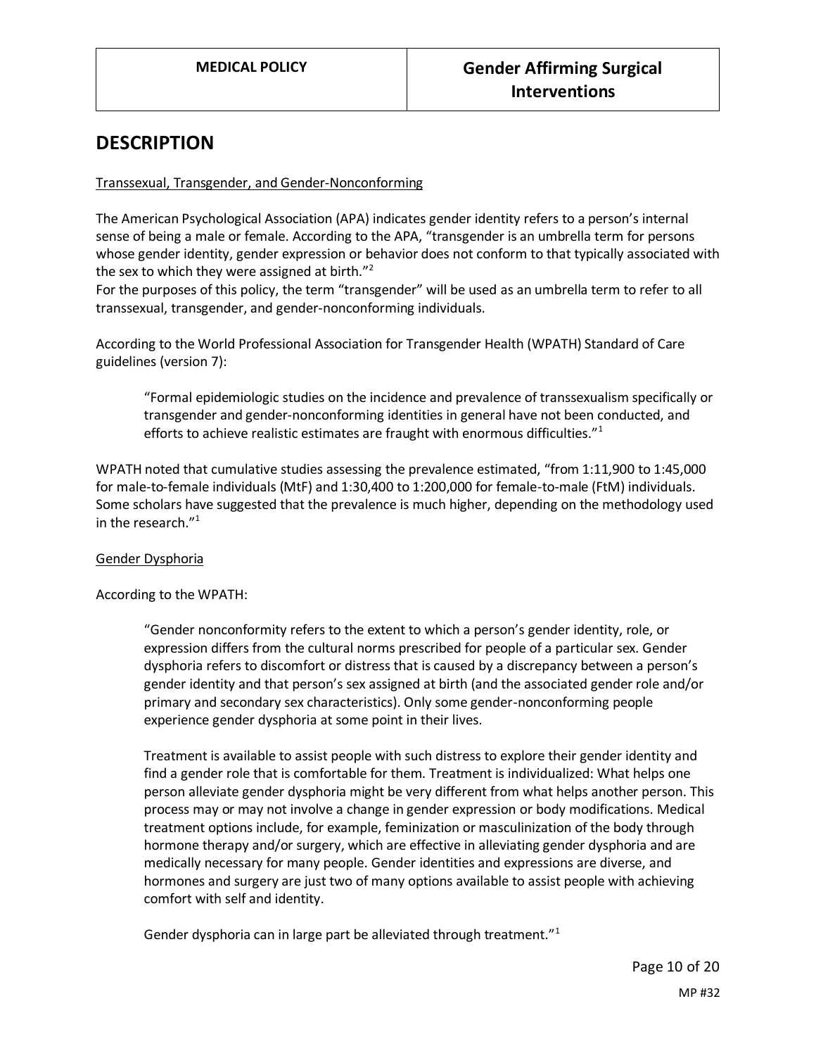## DESCRIPTION

Transsexual, Transgender, and Gender-Nonconforming

The American Psychological Association (APA) indicates gender identity refers to a person's internal sense of being a male or female. According to the APA, "transgender is an umbrella term for persons whose gender identity, gender expression or behavior does not conform to that typically associated with the sex to which they were assigned at birth."[2]

For the purposes of this policy, the term "transgender" will be used as an umbrella term to refer to all transsexual, transgender, and gender-nonconforming individuals.

According to the World Professional Association for Transgender Health (WPATH) Standard of Care guidelines (version 7):

> "Formal epidemiologic studies on the incidence and prevalence of transsexualism specifically or transgender and gender-nonconforming identities in general have not been conducted, and efforts to achieve realistic estimates are fraught with enormous difficulties."[1]

WPATH noted that cumulative studies assessing the prevalence estimated, "from 1:11,900 to 1:45,000 for male-to-female individuals (MtF) and 1:30,400 to 1:200,000 for female-to-male (FtM) individuals. Some scholars have suggested that the prevalence is much higher, depending on the methodology used in the research."[1]

Gender Dysphoria

According to the WPATH:

> "Gender nonconformity refers to the extent to which a person's gender identity, role, or expression differs from the cultural norms prescribed for people of a particular sex. Gender dysphoria refers to discomfort or distress that is caused by a discrepancy between a person's gender identity and that person's sex assigned at birth (and the associated gender role and/or primary and secondary sex characteristics). Only some gender-nonconforming people experience gender dysphoria at some point in their lives.
>
> Treatment is available to assist people with such distress to explore their gender identity and find a gender role that is comfortable for them. Treatment is individualized: What helps one person alleviate gender dysphoria might be very different from what helps another person. This process may or may not involve a change in gender expression or body modifications. Medical treatment options include, for example, feminization or masculinization of the body through hormone therapy and/or surgery, which are effective in alleviating gender dysphoria and are medically necessary for many people. Gender identities and expressions are diverse, and hormones and surgery are just two of many options available to assist people with achieving comfort with self and identity.
>
> Gender dysphoria can in large part be alleviated through treatment."[1]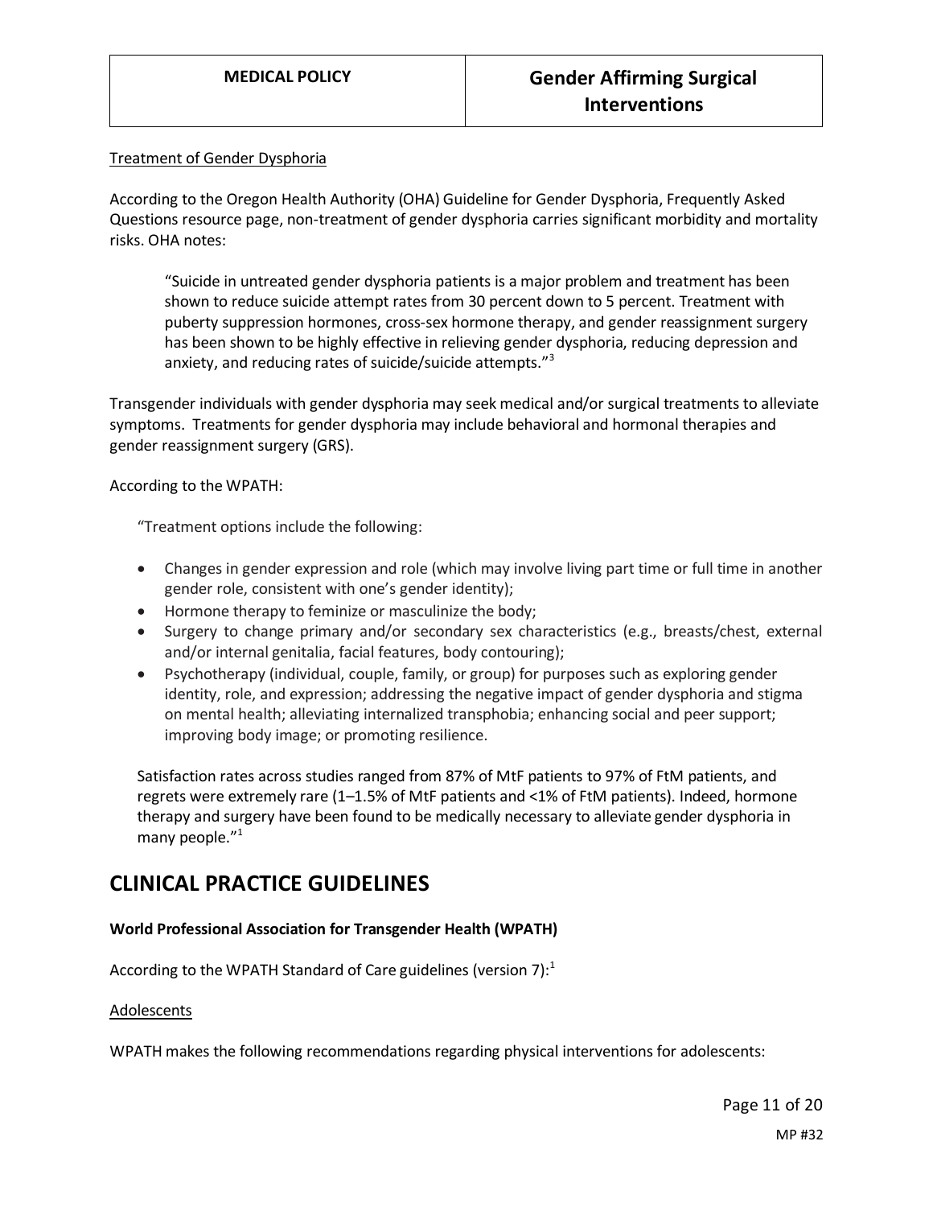Treatment of Gender Dysphoria

According to the Oregon Health Authority (OHA) Guideline for Gender Dysphoria, Frequently Asked Questions resource page, non-treatment of gender dysphoria carries significant morbidity and mortality risks. OHA notes:

> "Suicide in untreated gender dysphoria patients is a major problem and treatment has been shown to reduce suicide attempt rates from 30 percent down to 5 percent. Treatment with puberty suppression hormones, cross-sex hormone therapy, and gender reassignment surgery has been shown to be highly effective in relieving gender dysphoria, reducing depression and anxiety, and reducing rates of suicide/suicide attempts."[3]

Transgender individuals with gender dysphoria may seek medical and/or surgical treatments to alleviate symptoms. Treatments for gender dysphoria may include behavioral and hormonal therapies and gender reassignment surgery (GRS).

According to the WPATH:

> "Treatment options include the following:
>
> - Changes in gender expression and role (which may involve living part time or full time in another gender role, consistent with one's gender identity);
> - Hormone therapy to feminize or masculinize the body;
> - Surgery to change primary and/or secondary sex characteristics (e.g., breasts/chest, external and/or internal genitalia, facial features, body contouring);
> - Psychotherapy (individual, couple, family, or group) for purposes such as exploring gender identity, role, and expression; addressing the negative impact of gender dysphoria and stigma on mental health; alleviating internalized transphobia; enhancing social and peer support; improving body image; or promoting resilience.
>
> Satisfaction rates across studies ranged from 87% of MtF patients to 97% of FtM patients, and regrets were extremely rare (1–1.5% of MtF patients and <1% of FtM patients). Indeed, hormone therapy and surgery have been found to be medically necessary to alleviate gender dysphoria in many people."[1]

# CLINICAL PRACTICE GUIDELINES

**World Professional Association for Transgender Health (WPATH)**

According to the WPATH Standard of Care guidelines (version 7):[1]

Adolescents

WPATH makes the following recommendations regarding physical interventions for adolescents: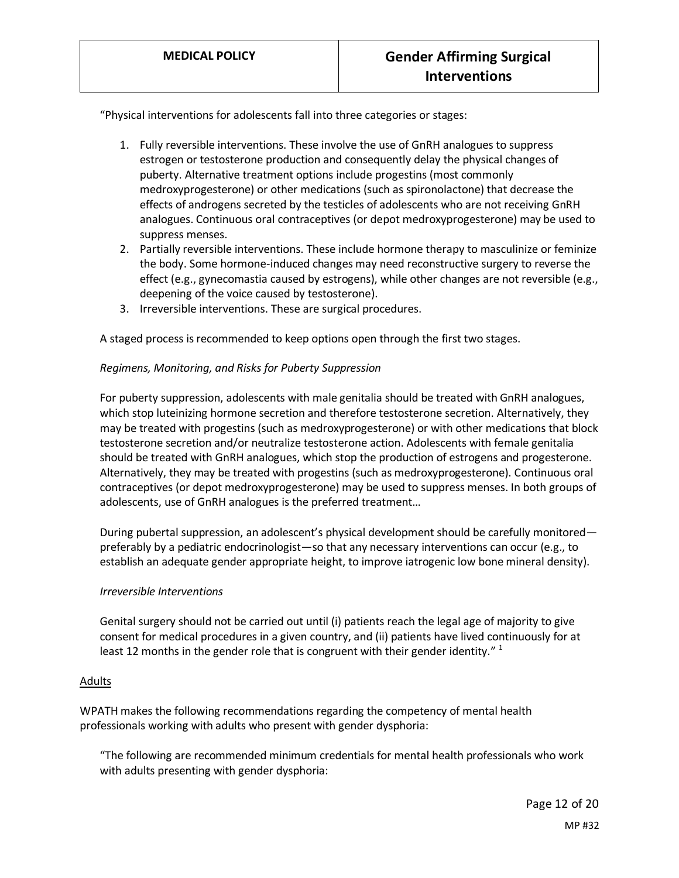"Physical interventions for adolescents fall into three categories or stages:

1. Fully reversible interventions. These involve the use of GnRH analogues to suppress estrogen or testosterone production and consequently delay the physical changes of puberty. Alternative treatment options include progestins (most commonly medroxyprogesterone) or other medications (such as spironolactone) that decrease the effects of androgens secreted by the testicles of adolescents who are not receiving GnRH analogues. Continuous oral contraceptives (or depot medroxyprogesterone) may be used to suppress menses.
2. Partially reversible interventions. These include hormone therapy to masculinize or feminize the body. Some hormone-induced changes may need reconstructive surgery to reverse the effect (e.g., gynecomastia caused by estrogens), while other changes are not reversible (e.g., deepening of the voice caused by testosterone).
3. Irreversible interventions. These are surgical procedures.

A staged process is recommended to keep options open through the first two stages.

*Regimens, Monitoring, and Risks for Puberty Suppression*

For puberty suppression, adolescents with male genitalia should be treated with GnRH analogues, which stop luteinizing hormone secretion and therefore testosterone secretion. Alternatively, they may be treated with progestins (such as medroxyprogesterone) or with other medications that block testosterone secretion and/or neutralize testosterone action. Adolescents with female genitalia should be treated with GnRH analogues, which stop the production of estrogens and progesterone. Alternatively, they may be treated with progestins (such as medroxyprogesterone). Continuous oral contraceptives (or depot medroxyprogesterone) may be used to suppress menses. In both groups of adolescents, use of GnRH analogues is the preferred treatment…

During pubertal suppression, an adolescent's physical development should be carefully monitored—preferably by a pediatric endocrinologist—so that any necessary interventions can occur (e.g., to establish an adequate gender appropriate height, to improve iatrogenic low bone mineral density).

*Irreversible Interventions*

Genital surgery should not be carried out until (i) patients reach the legal age of majority to give consent for medical procedures in a given country, and (ii) patients have lived continuously for at least 12 months in the gender role that is congruent with their gender identity." [1]

<u>Adults</u>

WPATH makes the following recommendations regarding the competency of mental health professionals working with adults who present with gender dysphoria:

"The following are recommended minimum credentials for mental health professionals who work with adults presenting with gender dysphoria: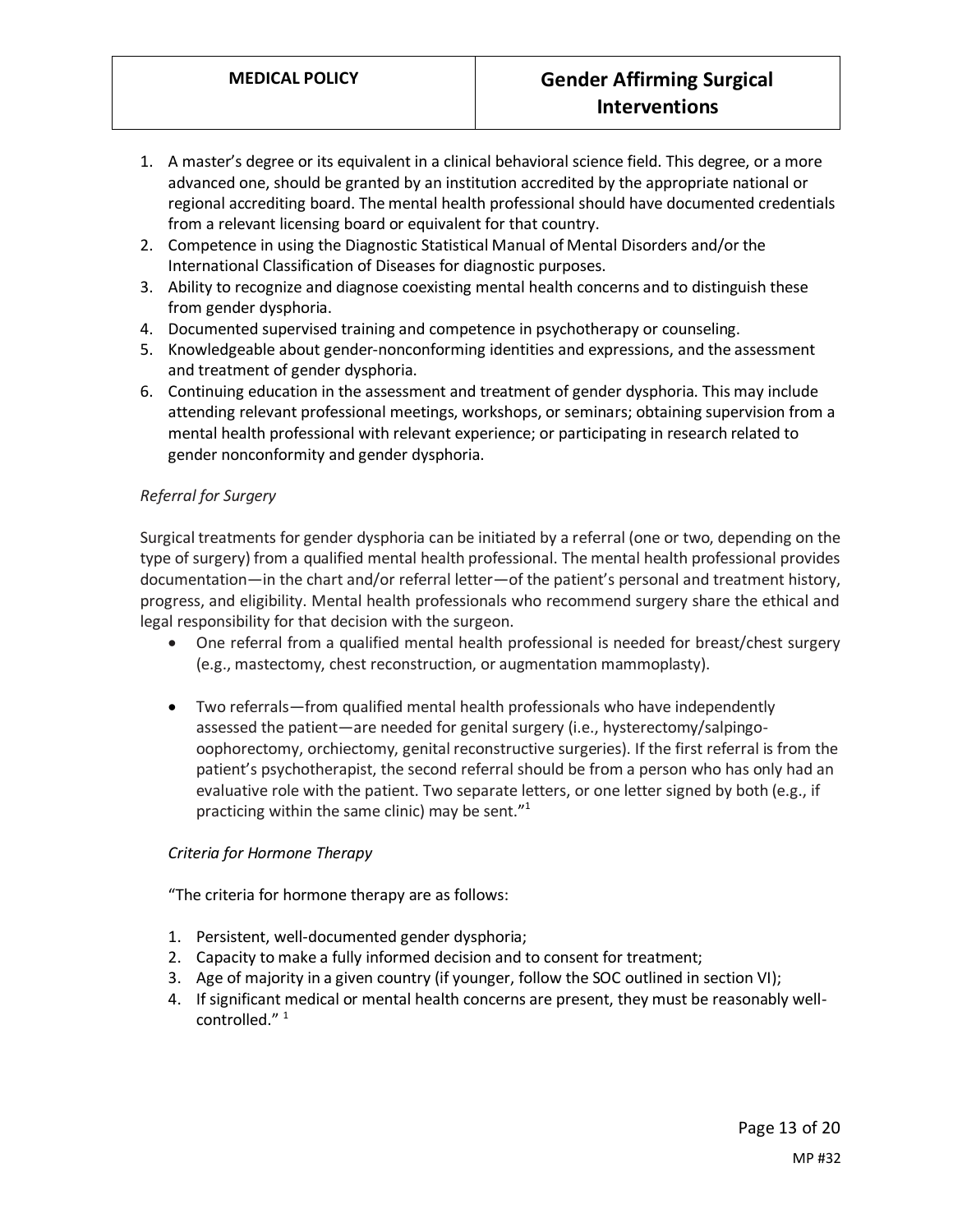1. A master's degree or its equivalent in a clinical behavioral science field. This degree, or a more advanced one, should be granted by an institution accredited by the appropriate national or regional accrediting board. The mental health professional should have documented credentials from a relevant licensing board or equivalent for that country.
2. Competence in using the Diagnostic Statistical Manual of Mental Disorders and/or the International Classification of Diseases for diagnostic purposes.
3. Ability to recognize and diagnose coexisting mental health concerns and to distinguish these from gender dysphoria.
4. Documented supervised training and competence in psychotherapy or counseling.
5. Knowledgeable about gender-nonconforming identities and expressions, and the assessment and treatment of gender dysphoria.
6. Continuing education in the assessment and treatment of gender dysphoria. This may include attending relevant professional meetings, workshops, or seminars; obtaining supervision from a mental health professional with relevant experience; or participating in research related to gender nonconformity and gender dysphoria.

*Referral for Surgery*

Surgical treatments for gender dysphoria can be initiated by a referral (one or two, depending on the type of surgery) from a qualified mental health professional. The mental health professional provides documentation—in the chart and/or referral letter—of the patient's personal and treatment history, progress, and eligibility. Mental health professionals who recommend surgery share the ethical and legal responsibility for that decision with the surgeon.

- One referral from a qualified mental health professional is needed for breast/chest surgery (e.g., mastectomy, chest reconstruction, or augmentation mammoplasty).
- Two referrals—from qualified mental health professionals who have independently assessed the patient—are needed for genital surgery (i.e., hysterectomy/salpingo-oophorectomy, orchiectomy, genital reconstructive surgeries). If the first referral is from the patient's psychotherapist, the second referral should be from a person who has only had an evaluative role with the patient. Two separate letters, or one letter signed by both (e.g., if practicing within the same clinic) may be sent."[1]

*Criteria for Hormone Therapy*

"The criteria for hormone therapy are as follows:

1. Persistent, well-documented gender dysphoria;
2. Capacity to make a fully informed decision and to consent for treatment;
3. Age of majority in a given country (if younger, follow the SOC outlined in section VI);
4. If significant medical or mental health concerns are present, they must be reasonably well-controlled." [1]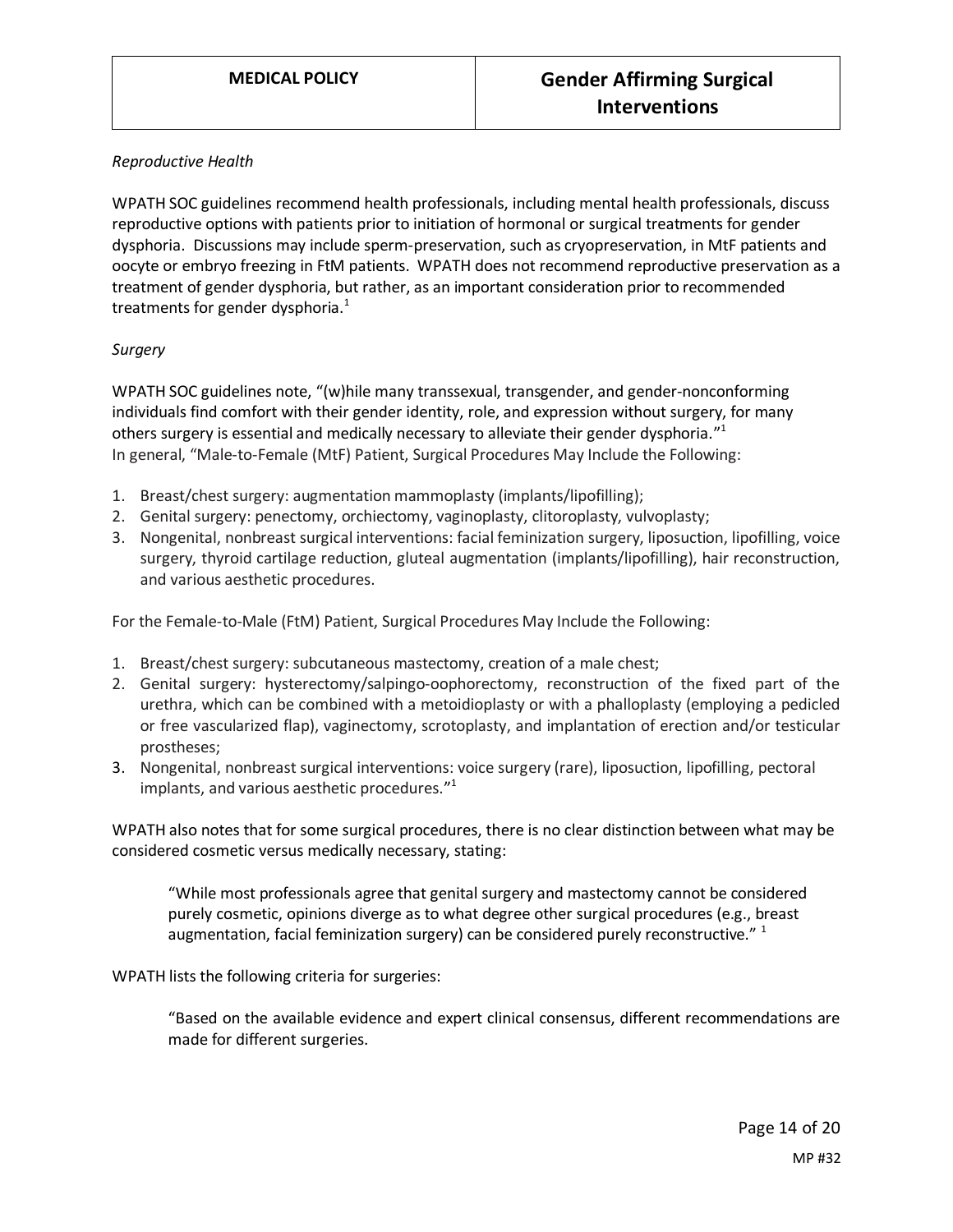*Reproductive Health*

WPATH SOC guidelines recommend health professionals, including mental health professionals, discuss reproductive options with patients prior to initiation of hormonal or surgical treatments for gender dysphoria. Discussions may include sperm-preservation, such as cryopreservation, in MtF patients and oocyte or embryo freezing in FtM patients. WPATH does not recommend reproductive preservation as a treatment of gender dysphoria, but rather, as an important consideration prior to recommended treatments for gender dysphoria.[1]

*Surgery*

WPATH SOC guidelines note, "(w)hile many transsexual, transgender, and gender-nonconforming individuals find comfort with their gender identity, role, and expression without surgery, for many others surgery is essential and medically necessary to alleviate their gender dysphoria."[1]
In general, "Male-to-Female (MtF) Patient, Surgical Procedures May Include the Following:

1. Breast/chest surgery: augmentation mammoplasty (implants/lipofilling);
2. Genital surgery: penectomy, orchiectomy, vaginoplasty, clitoroplasty, vulvoplasty;
3. Nongenital, nonbreast surgical interventions: facial feminization surgery, liposuction, lipofilling, voice surgery, thyroid cartilage reduction, gluteal augmentation (implants/lipofilling), hair reconstruction, and various aesthetic procedures.

For the Female-to-Male (FtM) Patient, Surgical Procedures May Include the Following:

1. Breast/chest surgery: subcutaneous mastectomy, creation of a male chest;
2. Genital surgery: hysterectomy/salpingo-oophorectomy, reconstruction of the fixed part of the urethra, which can be combined with a metoidioplasty or with a phalloplasty (employing a pedicled or free vascularized flap), vaginectomy, scrotoplasty, and implantation of erection and/or testicular prostheses;
3. Nongenital, nonbreast surgical interventions: voice surgery (rare), liposuction, lipofilling, pectoral implants, and various aesthetic procedures."[1]

WPATH also notes that for some surgical procedures, there is no clear distinction between what may be considered cosmetic versus medically necessary, stating:

> "While most professionals agree that genital surgery and mastectomy cannot be considered purely cosmetic, opinions diverge as to what degree other surgical procedures (e.g., breast augmentation, facial feminization surgery) can be considered purely reconstructive." [1]

WPATH lists the following criteria for surgeries:

> "Based on the available evidence and expert clinical consensus, different recommendations are made for different surgeries.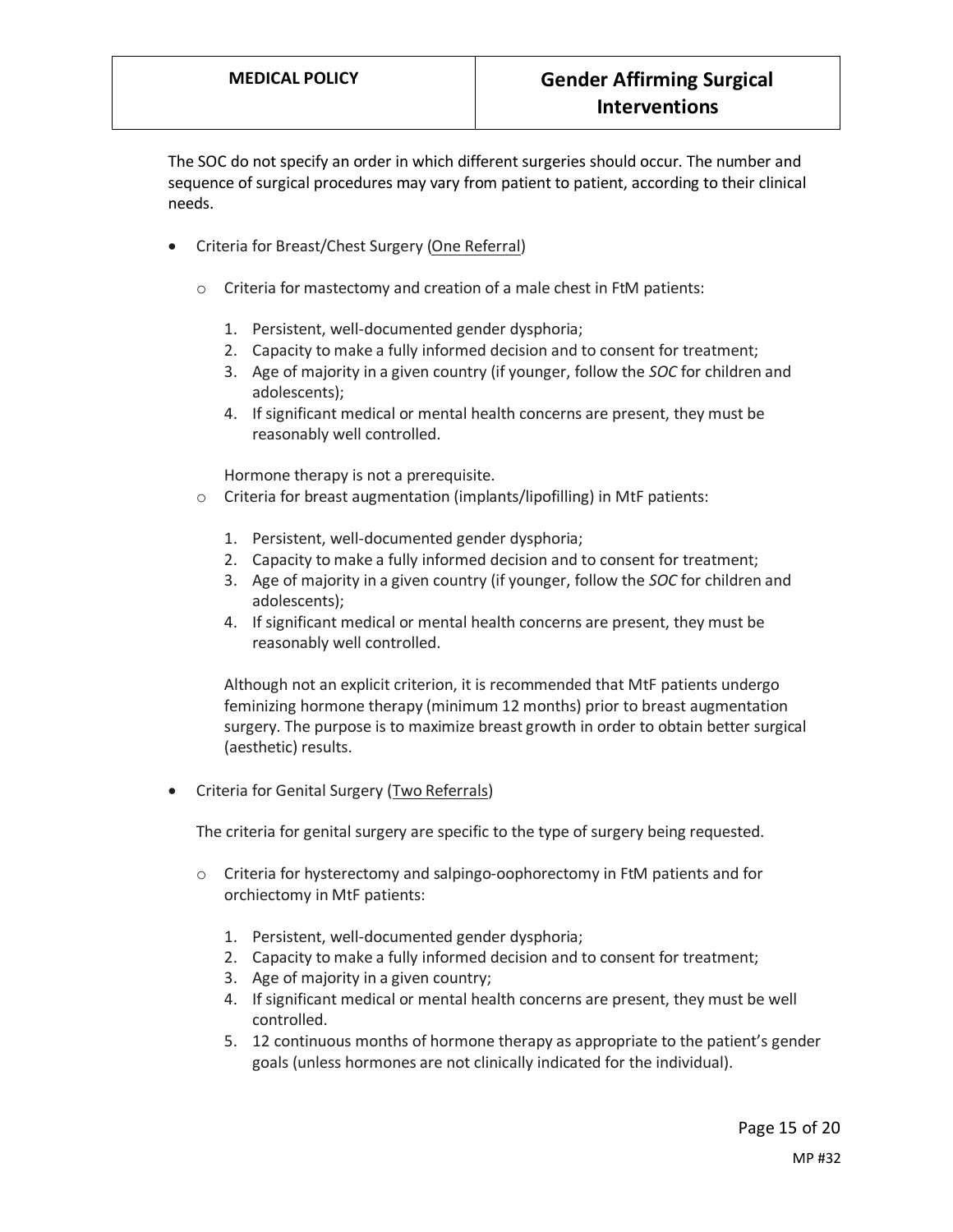The SOC do not specify an order in which different surgeries should occur. The number and sequence of surgical procedures may vary from patient to patient, according to their clinical needs.

- Criteria for Breast/Chest Surgery (<u>One Referral</u>)
  - Criteria for mastectomy and creation of a male chest in FtM patients:
    1. Persistent, well-documented gender dysphoria;
    2. Capacity to make a fully informed decision and to consent for treatment;
    3. Age of majority in a given country (if younger, follow the *SOC* for children and adolescents);
    4. If significant medical or mental health concerns are present, they must be reasonably well controlled.

    Hormone therapy is not a prerequisite.
  - Criteria for breast augmentation (implants/lipofilling) in MtF patients:
    1. Persistent, well-documented gender dysphoria;
    2. Capacity to make a fully informed decision and to consent for treatment;
    3. Age of majority in a given country (if younger, follow the *SOC* for children and adolescents);
    4. If significant medical or mental health concerns are present, they must be reasonably well controlled.

    Although not an explicit criterion, it is recommended that MtF patients undergo feminizing hormone therapy (minimum 12 months) prior to breast augmentation surgery. The purpose is to maximize breast growth in order to obtain better surgical (aesthetic) results.

- Criteria for Genital Surgery (<u>Two Referrals</u>)

  The criteria for genital surgery are specific to the type of surgery being requested.

  - Criteria for hysterectomy and salpingo-oophorectomy in FtM patients and for orchiectomy in MtF patients:
    1. Persistent, well-documented gender dysphoria;
    2. Capacity to make a fully informed decision and to consent for treatment;
    3. Age of majority in a given country;
    4. If significant medical or mental health concerns are present, they must be well controlled.
    5. 12 continuous months of hormone therapy as appropriate to the patient's gender goals (unless hormones are not clinically indicated for the individual).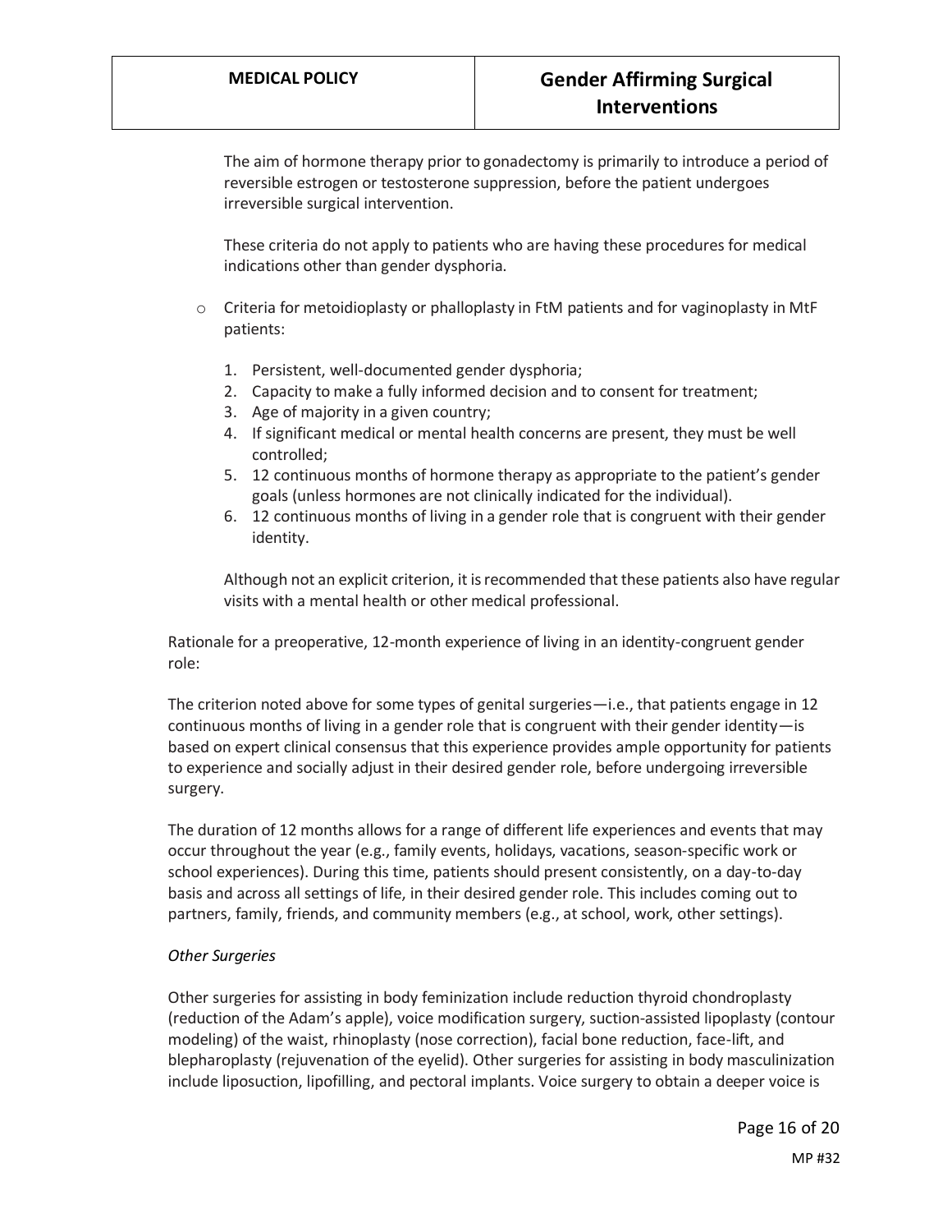The aim of hormone therapy prior to gonadectomy is primarily to introduce a period of reversible estrogen or testosterone suppression, before the patient undergoes irreversible surgical intervention.

These criteria do not apply to patients who are having these procedures for medical indications other than gender dysphoria.

- Criteria for metoidioplasty or phalloplasty in FtM patients and for vaginoplasty in MtF patients:

  1. Persistent, well-documented gender dysphoria;
  2. Capacity to make a fully informed decision and to consent for treatment;
  3. Age of majority in a given country;
  4. If significant medical or mental health concerns are present, they must be well controlled;
  5. 12 continuous months of hormone therapy as appropriate to the patient's gender goals (unless hormones are not clinically indicated for the individual).
  6. 12 continuous months of living in a gender role that is congruent with their gender identity.

  Although not an explicit criterion, it is recommended that these patients also have regular visits with a mental health or other medical professional.

Rationale for a preoperative, 12-month experience of living in an identity-congruent gender role:

The criterion noted above for some types of genital surgeries—i.e., that patients engage in 12 continuous months of living in a gender role that is congruent with their gender identity—is based on expert clinical consensus that this experience provides ample opportunity for patients to experience and socially adjust in their desired gender role, before undergoing irreversible surgery.

The duration of 12 months allows for a range of different life experiences and events that may occur throughout the year (e.g., family events, holidays, vacations, season-specific work or school experiences). During this time, patients should present consistently, on a day-to-day basis and across all settings of life, in their desired gender role. This includes coming out to partners, family, friends, and community members (e.g., at school, work, other settings).

*Other Surgeries*

Other surgeries for assisting in body feminization include reduction thyroid chondroplasty (reduction of the Adam's apple), voice modification surgery, suction-assisted lipoplasty (contour modeling) of the waist, rhinoplasty (nose correction), facial bone reduction, face-lift, and blepharoplasty (rejuvenation of the eyelid). Other surgeries for assisting in body masculinization include liposuction, lipofilling, and pectoral implants. Voice surgery to obtain a deeper voice is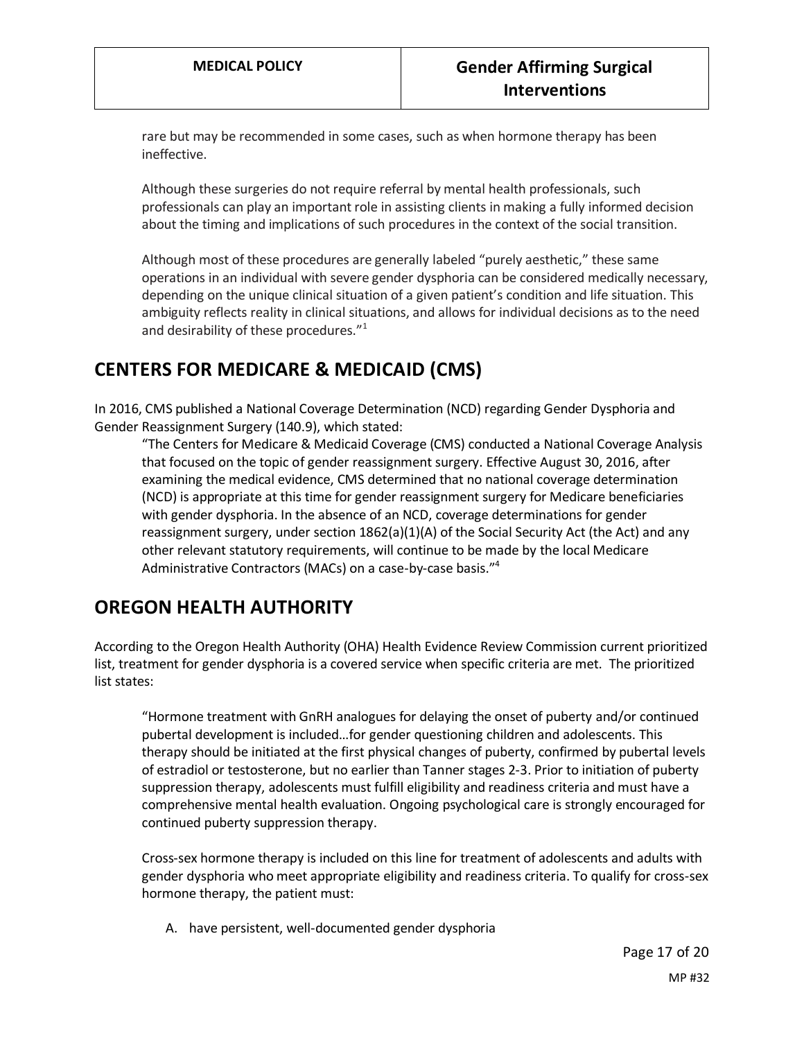rare but may be recommended in some cases, such as when hormone therapy has been ineffective.

Although these surgeries do not require referral by mental health professionals, such professionals can play an important role in assisting clients in making a fully informed decision about the timing and implications of such procedures in the context of the social transition.

Although most of these procedures are generally labeled "purely aesthetic," these same operations in an individual with severe gender dysphoria can be considered medically necessary, depending on the unique clinical situation of a given patient's condition and life situation. This ambiguity reflects reality in clinical situations, and allows for individual decisions as to the need and desirability of these procedures."[1]

## CENTERS FOR MEDICARE & MEDICAID (CMS)

In 2016, CMS published a National Coverage Determination (NCD) regarding Gender Dysphoria and Gender Reassignment Surgery (140.9), which stated:

> "The Centers for Medicare & Medicaid Coverage (CMS) conducted a National Coverage Analysis that focused on the topic of gender reassignment surgery. Effective August 30, 2016, after examining the medical evidence, CMS determined that no national coverage determination (NCD) is appropriate at this time for gender reassignment surgery for Medicare beneficiaries with gender dysphoria. In the absence of an NCD, coverage determinations for gender reassignment surgery, under section 1862(a)(1)(A) of the Social Security Act (the Act) and any other relevant statutory requirements, will continue to be made by the local Medicare Administrative Contractors (MACs) on a case-by-case basis."[4]

## OREGON HEALTH AUTHORITY

According to the Oregon Health Authority (OHA) Health Evidence Review Commission current prioritized list, treatment for gender dysphoria is a covered service when specific criteria are met. The prioritized list states:

> "Hormone treatment with GnRH analogues for delaying the onset of puberty and/or continued pubertal development is included…for gender questioning children and adolescents. This therapy should be initiated at the first physical changes of puberty, confirmed by pubertal levels of estradiol or testosterone, but no earlier than Tanner stages 2-3. Prior to initiation of puberty suppression therapy, adolescents must fulfill eligibility and readiness criteria and must have a comprehensive mental health evaluation. Ongoing psychological care is strongly encouraged for continued puberty suppression therapy.
>
> Cross-sex hormone therapy is included on this line for treatment of adolescents and adults with gender dysphoria who meet appropriate eligibility and readiness criteria. To qualify for cross-sex hormone therapy, the patient must:
>
> A. have persistent, well-documented gender dysphoria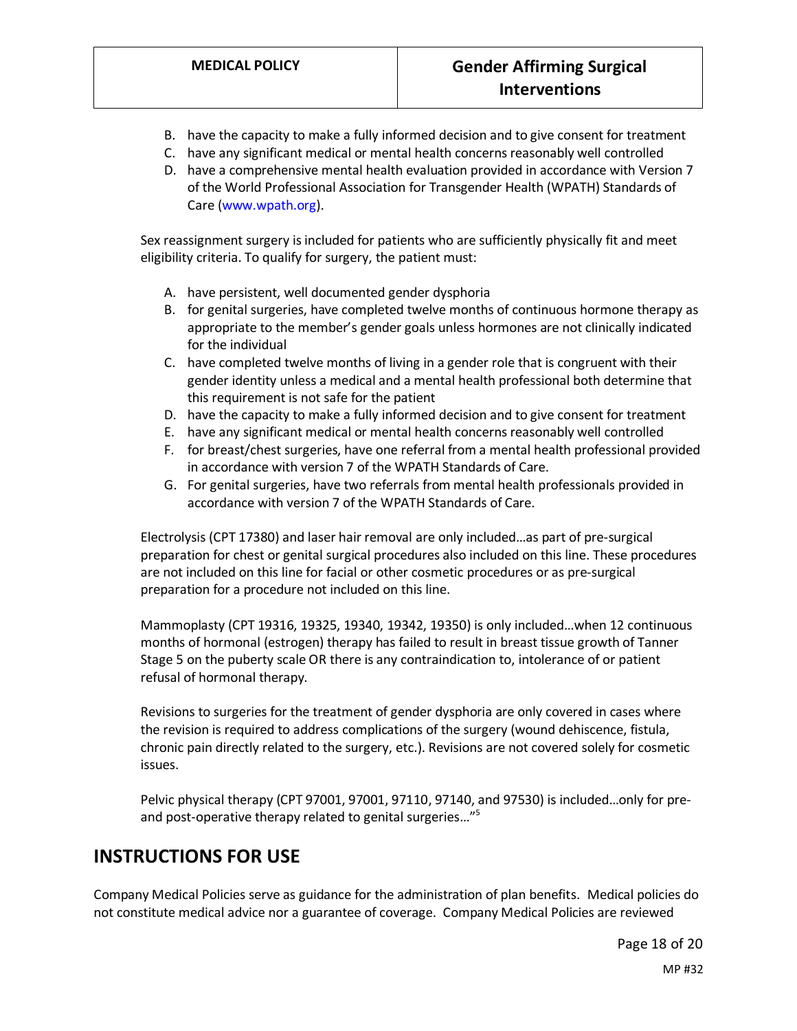B. have the capacity to make a fully informed decision and to give consent for treatment
C. have any significant medical or mental health concerns reasonably well controlled
D. have a comprehensive mental health evaluation provided in accordance with Version 7 of the World Professional Association for Transgender Health (WPATH) Standards of Care (www.wpath.org).

Sex reassignment surgery is included for patients who are sufficiently physically fit and meet eligibility criteria. To qualify for surgery, the patient must:

A. have persistent, well documented gender dysphoria
B. for genital surgeries, have completed twelve months of continuous hormone therapy as appropriate to the member's gender goals unless hormones are not clinically indicated for the individual
C. have completed twelve months of living in a gender role that is congruent with their gender identity unless a medical and a mental health professional both determine that this requirement is not safe for the patient
D. have the capacity to make a fully informed decision and to give consent for treatment
E. have any significant medical or mental health concerns reasonably well controlled
F. for breast/chest surgeries, have one referral from a mental health professional provided in accordance with version 7 of the WPATH Standards of Care.
G. For genital surgeries, have two referrals from mental health professionals provided in accordance with version 7 of the WPATH Standards of Care.

Electrolysis (CPT 17380) and laser hair removal are only included…as part of pre-surgical preparation for chest or genital surgical procedures also included on this line. These procedures are not included on this line for facial or other cosmetic procedures or as pre-surgical preparation for a procedure not included on this line.

Mammoplasty (CPT 19316, 19325, 19340, 19342, 19350) is only included…when 12 continuous months of hormonal (estrogen) therapy has failed to result in breast tissue growth of Tanner Stage 5 on the puberty scale OR there is any contraindication to, intolerance of or patient refusal of hormonal therapy.

Revisions to surgeries for the treatment of gender dysphoria are only covered in cases where the revision is required to address complications of the surgery (wound dehiscence, fistula, chronic pain directly related to the surgery, etc.). Revisions are not covered solely for cosmetic issues.

Pelvic physical therapy (CPT 97001, 97001, 97110, 97140, and 97530) is included…only for pre- and post-operative therapy related to genital surgeries…"[5]

## INSTRUCTIONS FOR USE

Company Medical Policies serve as guidance for the administration of plan benefits. Medical policies do not constitute medical advice nor a guarantee of coverage. Company Medical Policies are reviewed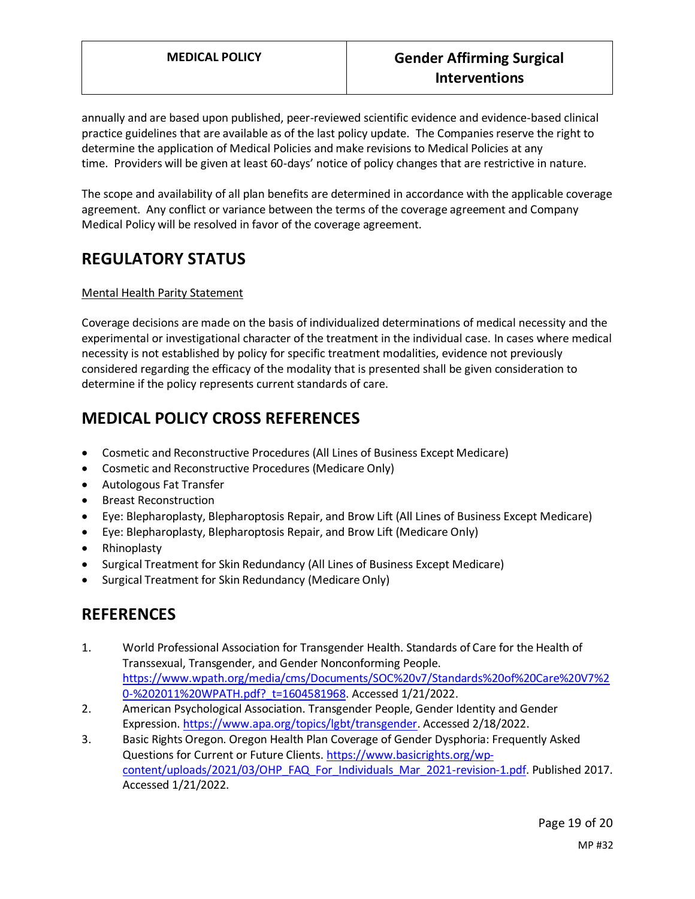annually and are based upon published, peer-reviewed scientific evidence and evidence-based clinical practice guidelines that are available as of the last policy update. The Companies reserve the right to determine the application of Medical Policies and make revisions to Medical Policies at any time. Providers will be given at least 60-days' notice of policy changes that are restrictive in nature.

The scope and availability of all plan benefits are determined in accordance with the applicable coverage agreement. Any conflict or variance between the terms of the coverage agreement and Company Medical Policy will be resolved in favor of the coverage agreement.

## REGULATORY STATUS

Mental Health Parity Statement

Coverage decisions are made on the basis of individualized determinations of medical necessity and the experimental or investigational character of the treatment in the individual case. In cases where medical necessity is not established by policy for specific treatment modalities, evidence not previously considered regarding the efficacy of the modality that is presented shall be given consideration to determine if the policy represents current standards of care.

## MEDICAL POLICY CROSS REFERENCES

- Cosmetic and Reconstructive Procedures (All Lines of Business Except Medicare)
- Cosmetic and Reconstructive Procedures (Medicare Only)
- Autologous Fat Transfer
- Breast Reconstruction
- Eye: Blepharoplasty, Blepharoptosis Repair, and Brow Lift (All Lines of Business Except Medicare)
- Eye: Blepharoplasty, Blepharoptosis Repair, and Brow Lift (Medicare Only)
- Rhinoplasty
- Surgical Treatment for Skin Redundancy (All Lines of Business Except Medicare)
- Surgical Treatment for Skin Redundancy (Medicare Only)

## REFERENCES

1. World Professional Association for Transgender Health. Standards of Care for the Health of Transsexual, Transgender, and Gender Nonconforming People. https://www.wpath.org/media/cms/Documents/SOC%20v7/Standards%20of%20Care%20V7%20-%202011%20WPATH.pdf?_t=1604581968. Accessed 1/21/2022.
2. American Psychological Association. Transgender People, Gender Identity and Gender Expression. https://www.apa.org/topics/lgbt/transgender. Accessed 2/18/2022.
3. Basic Rights Oregon. Oregon Health Plan Coverage of Gender Dysphoria: Frequently Asked Questions for Current or Future Clients. https://www.basicrights.org/wp-content/uploads/2021/03/OHP_FAQ_For_Individuals_Mar_2021-revision-1.pdf. Published 2017. Accessed 1/21/2022.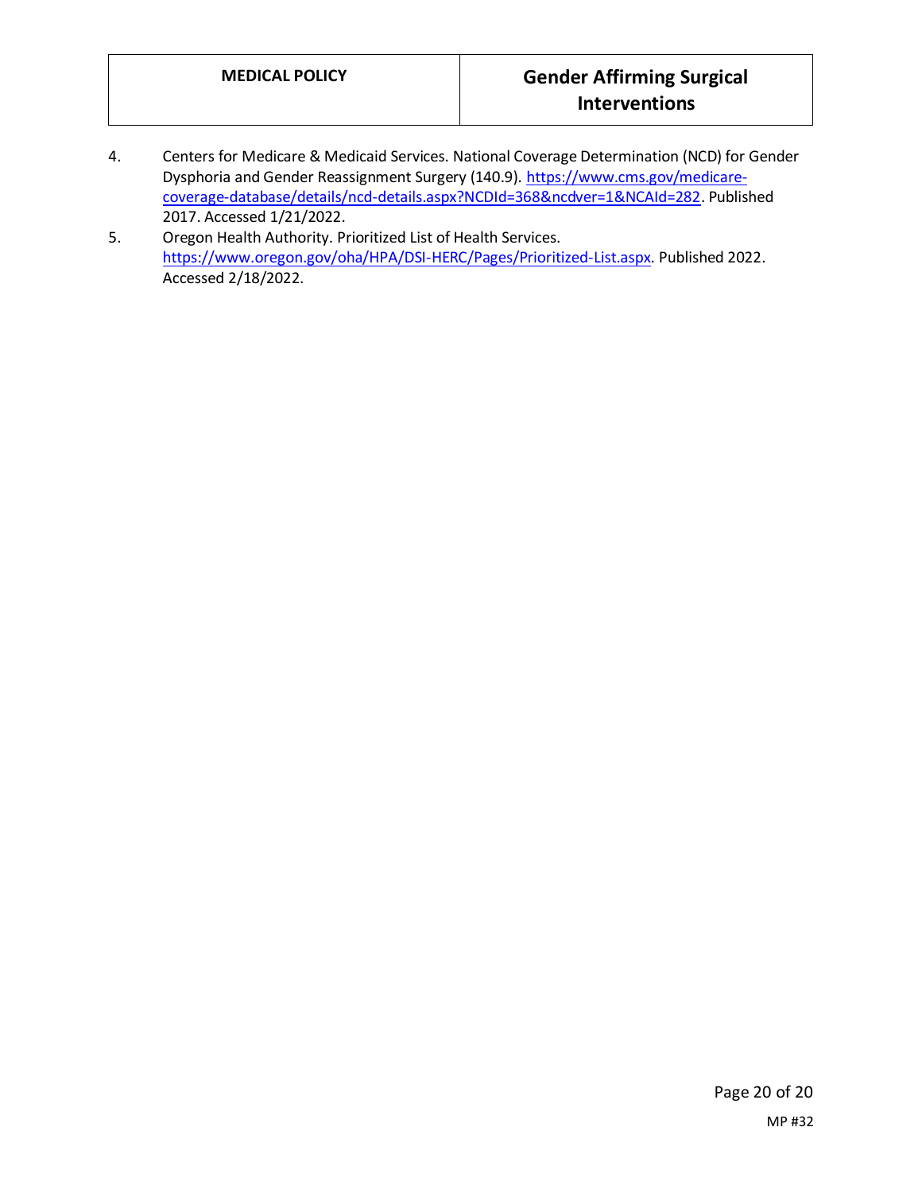4. Centers for Medicare & Medicaid Services. National Coverage Determination (NCD) for Gender Dysphoria and Gender Reassignment Surgery (140.9). https://www.cms.gov/medicare-coverage-database/details/ncd-details.aspx?NCDId=368&ncdver=1&NCAId=282. Published 2017. Accessed 1/21/2022.
5. Oregon Health Authority. Prioritized List of Health Services. https://www.oregon.gov/oha/HPA/DSI-HERC/Pages/Prioritized-List.aspx. Published 2022. Accessed 2/18/2022.